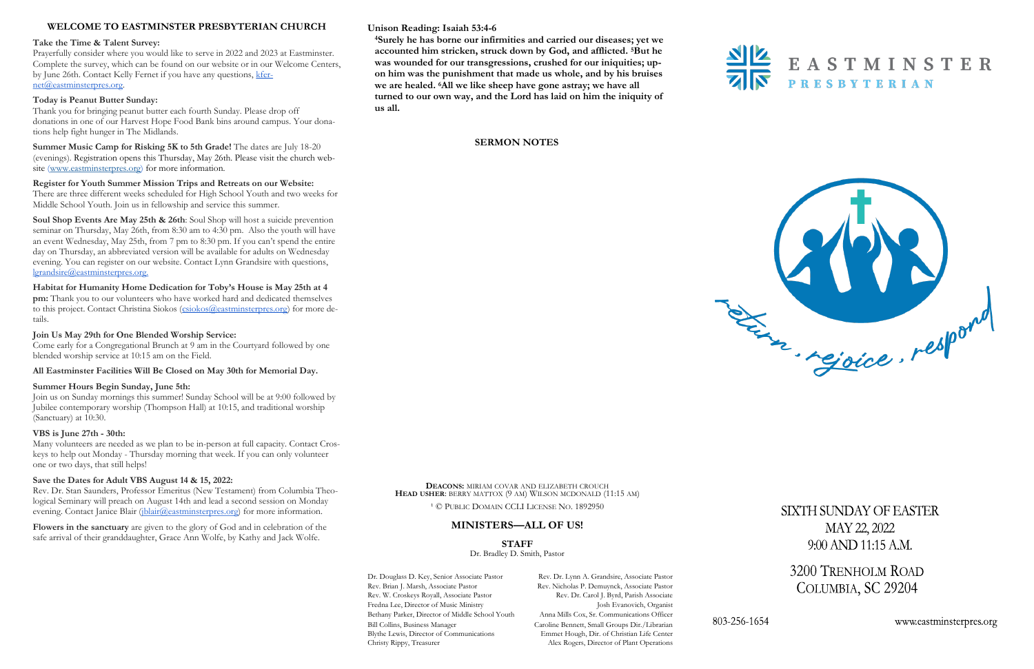## WELCOME TO EASTMINSTER PRESBYTERIAN CHURCH

**Take the Time & Talent Survey:**
Prayerfully consider where you would like to serve in 2022 and 2023 at Eastminster. Complete the survey, which can be found on our website or in our Welcome Centers, by June 26th. Contact Kelly Fernet if you have any questions, kfernet@eastminsterpres.org.

**Today is Peanut Butter Sunday:**
Thank you for bringing peanut butter each fourth Sunday. Please drop off donations in one of our Harvest Hope Food Bank bins around campus. Your donations help fight hunger in The Midlands.

**Summer Music Camp for Rising 5K to 5th Grade!** The dates are July 18-20 (evenings). Registration opens this Thursday, May 26th. Please visit the church website (www.eastminsterpres.org) for more information.

**Register for Youth Summer Mission Trips and Retreats on our Website:**
There are three different weeks scheduled for High School Youth and two weeks for Middle School Youth. Join us in fellowship and service this summer.

**Soul Shop Events Are May 25th & 26th**: Soul Shop will host a suicide prevention seminar on Thursday, May 26th, from 8:30 am to 4:30 pm. Also the youth will have an event Wednesday, May 25th, from 7 pm to 8:30 pm. If you can't spend the entire day on Thursday, an abbreviated version will be available for adults on Wednesday evening. You can register on our website. Contact Lynn Grandsire with questions, lgrandsire@eastminsterpres.org.

**Habitat for Humanity Home Dedication for Toby's House is May 25th at 4 pm:** Thank you to our volunteers who have worked hard and dedicated themselves to this project. Contact Christina Siokos (csiokos@eastminsterpres.org) for more details.

**Join Us May 29th for One Blended Worship Service:**
Come early for a Congregational Brunch at 9 am in the Courtyard followed by one blended worship service at 10:15 am on the Field.

**All Eastminster Facilities Will Be Closed on May 30th for Memorial Day.**

**Summer Hours Begin Sunday, June 5th:**
Join us on Sunday mornings this summer! Sunday School will be at 9:00 followed by Jubilee contemporary worship (Thompson Hall) at 10:15, and traditional worship (Sanctuary) at 10:30.

**VBS is June 27th - 30th:**
Many volunteers are needed as we plan to be in-person at full capacity. Contact Croskeys to help out Monday - Thursday morning that week. If you can only volunteer one or two days, that still helps!

**Save the Dates for Adult VBS August 14 & 15, 2022:**
Rev. Dr. Stan Saunders, Professor Emeritus (New Testament) from Columbia Theological Seminary will preach on August 14th and lead a second session on Monday evening. Contact Janice Blair (jblair@eastminsterpres.org) for more information.

**Flowers in the sanctuary** are given to the glory of God and in celebration of the safe arrival of their granddaughter, Grace Ann Wolfe, by Kathy and Jack Wolfe.

**Unison Reading: Isaiah 53:4-6**

**[4]Surely he has borne our infirmities and carried our diseases; yet we accounted him stricken, struck down by God, and afflicted. [5]But he was wounded for our transgressions, crushed for our iniquities; upon him was the punishment that made us whole, and by his bruises we are healed. [6]All we like sheep have gone astray; we have all turned to our own way, and the Lord has laid on him the iniquity of us all.**

**SERMON NOTES**

**DEACONS:** MIRIAM COVAR AND ELIZABETH CROUCH
**HEAD USHER**: BERRY MATTOX (9 AM) WILSON MCDONALD (11:15 AM)

[1] © PUBLIC DOMAIN CCLI LICENSE NO. 1892950

**MINISTERS—ALL OF US!**

**STAFF**
Dr. Bradley D. Smith, Pastor

Dr. Douglass D. Key, Senior Associate Pastor
Rev. Brian J. Marsh, Associate Pastor
Rev. W. Croskeys Royall, Associate Pastor
Fredna Lee, Director of Music Ministry
Bethany Parker, Director of Middle School Youth
Bill Collins, Business Manager
Blythe Lewis, Director of Communications
Christy Rippy, Treasurer
Rev. Dr. Lynn A. Grandsire, Associate Pastor
Rev. Nicholas P. Demuynck, Associate Pastor
Rev. Dr. Carol J. Byrd, Parish Associate
Josh Evanovich, Organist
Anna Mills Cox, Sr. Communications Officer
Caroline Bennett, Small Groups Dir./Librarian
Emmet Hough, Dir. of Christian Life Center
Alex Rogers, Director of Plant Operations

# EASTMINSTER PRESBYTERIAN

return . rejoice . respond

SIXTH SUNDAY OF EASTER
MAY 22, 2022
9:00 AND 11:15 A.M.

3200 TRENHOLM ROAD
COLUMBIA, SC 29204

803-256-1654
www.eastminsterpres.org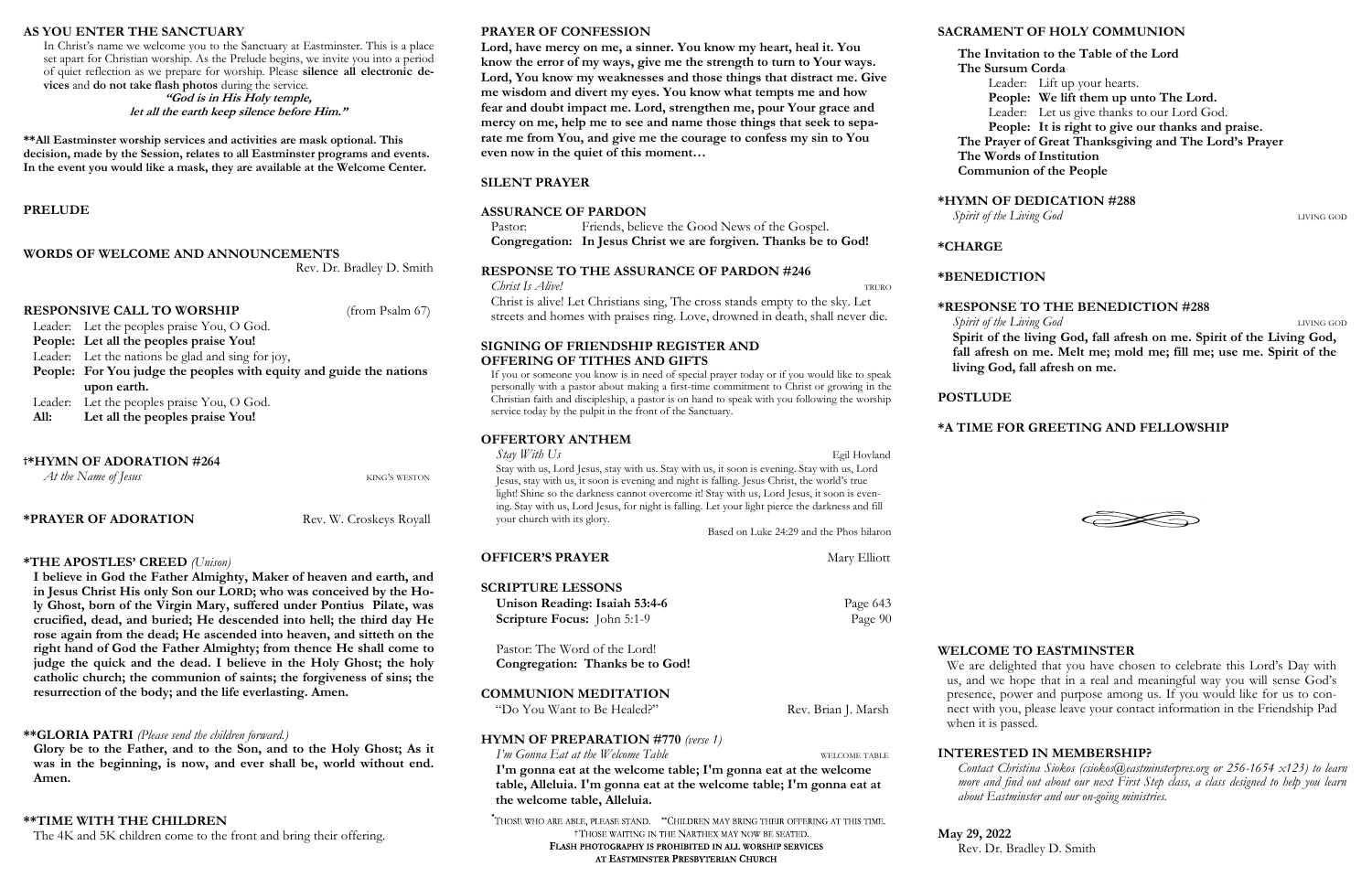## AS YOU ENTER THE SANCTUARY

In Christ's name we welcome you to the Sanctuary at Eastminster. This is a place set apart for Christian worship. As the Prelude begins, we invite you into a period of quiet reflection as we prepare for worship. Please **silence all electronic devices** and **do not take flash photos** during the service.

***"God is in His Holy temple, let all the earth keep silence before Him."***

**\*\*All Eastminster worship services and activities are mask optional. This decision, made by the Session, relates to all Eastminster programs and events. In the event you would like a mask, they are available at the Welcome Center.**

## PRELUDE

## WORDS OF WELCOME AND ANNOUNCEMENTS

Rev. Dr. Bradley D. Smith

## RESPONSIVE CALL TO WORSHIP (from Psalm 67)

Leader: Let the peoples praise You, O God.
**People: Let all the peoples praise You!**
Leader: Let the nations be glad and sing for joy,
**People: For You judge the peoples with equity and guide the nations upon earth.**
Leader: Let the peoples praise You, O God.
**All: Let all the peoples praise You!**

## †*HYMN OF ADORATION #264

*At the Name of Jesus* — KING'S WESTON

## *PRAYER OF ADORATION

Rev. W. Croskeys Royall

## *THE APOSTLES' CREED *(Unison)*

**I believe in God the Father Almighty, Maker of heaven and earth, and in Jesus Christ His only Son our LORD; who was conceived by the Holy Ghost, born of the Virgin Mary, suffered under Pontius Pilate, was crucified, dead, and buried; He descended into hell; the third day He rose again from the dead; He ascended into heaven, and sitteth on the right hand of God the Father Almighty; from thence He shall come to judge the quick and the dead. I believe in the Holy Ghost; the holy catholic church; the communion of saints; the forgiveness of sins; the resurrection of the body; and the life everlasting. Amen.**

## **GLORIA PATRI *(Please send the children forward.)*

**Glory be to the Father, and to the Son, and to the Holy Ghost; As it was in the beginning, is now, and ever shall be, world without end. Amen.**

## **TIME WITH THE CHILDREN

The 4K and 5K children come to the front and bring their offering.

## PRAYER OF CONFESSION

**Lord, have mercy on me, a sinner. You know my heart, heal it. You know the error of my ways, give me the strength to turn to Your ways. Lord, You know my weaknesses and those things that distract me. Give me wisdom and divert my eyes. You know what tempts me and how fear and doubt impact me. Lord, strengthen me, pour Your grace and mercy on me, help me to see and name those things that seek to separate me from You, and give me the courage to confess my sin to You even now in the quiet of this moment…**

## SILENT PRAYER

## ASSURANCE OF PARDON

Pastor: Friends, believe the Good News of the Gospel.
**Congregation: In Jesus Christ we are forgiven. Thanks be to God!**

## RESPONSE TO THE ASSURANCE OF PARDON #246

*Christ Is Alive!* — TRURO

Christ is alive! Let Christians sing, The cross stands empty to the sky. Let streets and homes with praises ring. Love, drowned in death, shall never die.

## SIGNING OF FRIENDSHIP REGISTER AND OFFERING OF TITHES AND GIFTS

If you or someone you know is in need of special prayer today or if you would like to speak personally with a pastor about making a first-time commitment to Christ or growing in the Christian faith and discipleship, a pastor is on hand to speak with you following the worship service today by the pulpit in the front of the Sanctuary.

## OFFERTORY ANTHEM

*Stay With Us* — Egil Hovland

Stay with us, Lord Jesus, stay with us. Stay with us, it soon is evening. Stay with us, Lord Jesus, stay with us, it soon is evening and night is falling. Jesus Christ, the world's true light! Shine so the darkness cannot overcome it! Stay with us, Lord Jesus, it soon is evening. Stay with us, Lord Jesus, for night is falling. Let your light pierce the darkness and fill your church with its glory.

Based on Luke 24:29 and the Phos hilaron

## OFFICER'S PRAYER

Mary Elliott

## SCRIPTURE LESSONS

**Unison Reading: Isaiah 53:4-6** — Page 643
**Scripture Focus:** John 5:1-9 — Page 90

Pastor: The Word of the Lord!
**Congregation: Thanks be to God!**

## COMMUNION MEDITATION

"Do You Want to Be Healed?" — Rev. Brian J. Marsh

## HYMN OF PREPARATION #770 *(verse 1)*

*I'm Gonna Eat at the Welcome Table* — WELCOME TABLE

**I'm gonna eat at the welcome table; I'm gonna eat at the welcome table, Alleluia. I'm gonna eat at the welcome table; I'm gonna eat at the welcome table, Alleluia.**

*THOSE WHO ARE ABLE, PLEASE STAND. **CHILDREN MAY BRING THEIR OFFERING AT THIS TIME.
†THOSE WAITING IN THE NARTHEX MAY NOW BE SEATED.
**FLASH PHOTOGRAPHY IS PROHIBITED IN ALL WORSHIP SERVICES AT EASTMINSTER PRESBYTERIAN CHURCH**

## SACRAMENT OF HOLY COMMUNION

**The Invitation to the Table of the Lord**
**The Sursum Corda**
Leader: Lift up your hearts.
**People: We lift them up unto The Lord.**
Leader: Let us give thanks to our Lord God.
**People: It is right to give our thanks and praise.**
**The Prayer of Great Thanksgiving and The Lord's Prayer**
**The Words of Institution**
**Communion of the People**

## *HYMN OF DEDICATION #288

*Spirit of the Living God* — LIVING GOD

## *CHARGE

## *BENEDICTION

## *RESPONSE TO THE BENEDICTION #288

*Spirit of the Living God* — LIVING GOD

**Spirit of the living God, fall afresh on me. Spirit of the Living God, fall afresh on me. Melt me; mold me; fill me; use me. Spirit of the living God, fall afresh on me.**

## POSTLUDE

## *A TIME FOR GREETING AND FELLOWSHIP

## WELCOME TO EASTMINSTER

We are delighted that you have chosen to celebrate this Lord's Day with us, and we hope that in a real and meaningful way you will sense God's presence, power and purpose among us. If you would like for us to connect with you, please leave your contact information in the Friendship Pad when it is passed.

## INTERESTED IN MEMBERSHIP?

*Contact Christina Siokos (csiokos@eastminsterpres.org or 256-1654 x123) to learn more and find out about our next First Step class, a class designed to help you learn about Eastminster and our on-going ministries.*

**May 29, 2022**
Rev. Dr. Bradley D. Smith